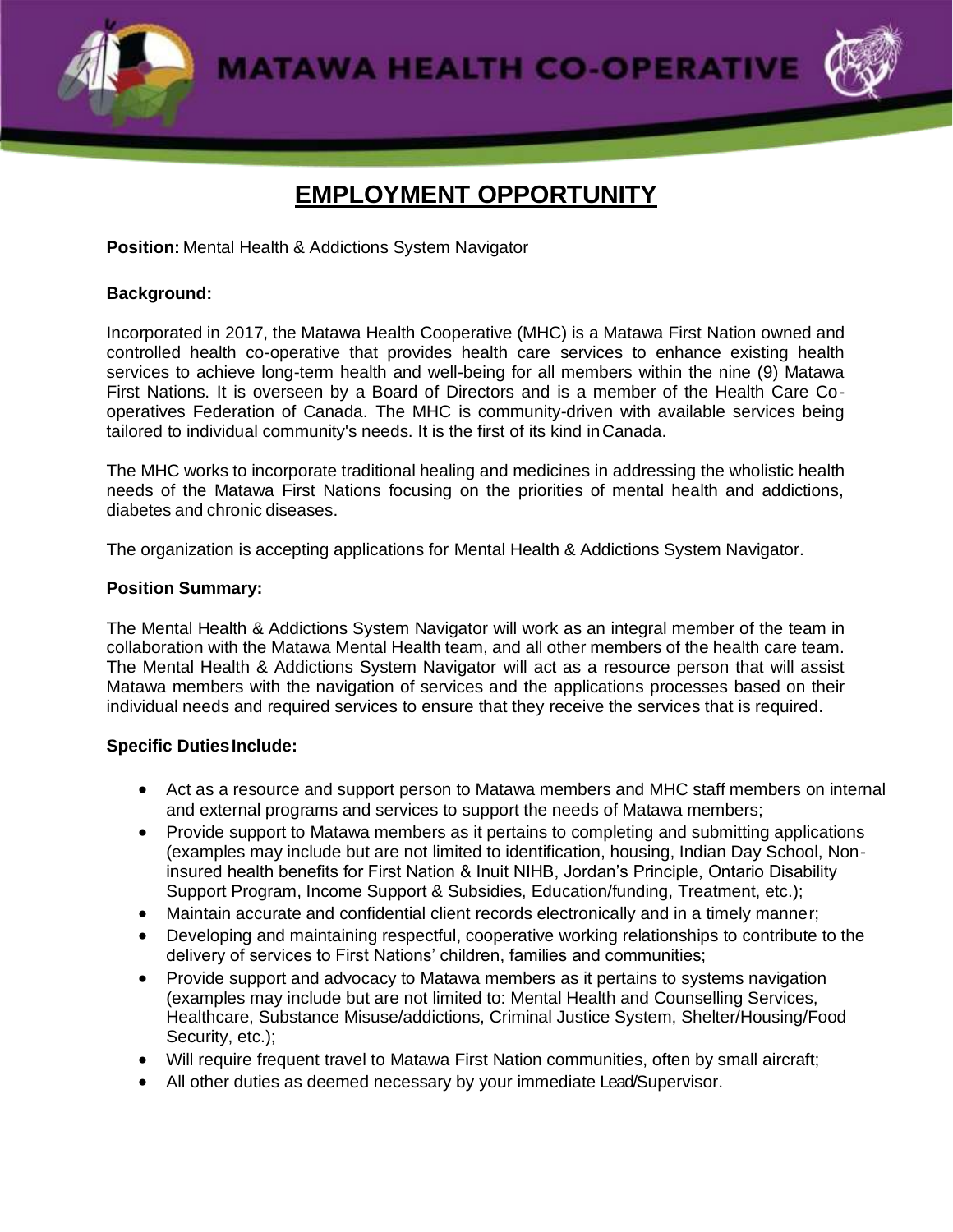# MATAWA HEALTH CO-OPERATIVE

## EMPLOYMENT OPPORTUNITY

**Position:** Mental Health & Addictions System Navigator

**Background:**

Incorporated in 2017, the Matawa Health Cooperative (MHC) is a Matawa First Nation owned and controlled health co-operative that provides health care services to enhance existing health services to achieve long-term health and well-being for all members within the nine (9) Matawa First Nations. It is overseen by a Board of Directors and is a member of the Health Care Co-operatives Federation of Canada. The MHC is community-driven with available services being tailored to individual community's needs. It is the first of its kind in Canada.

The MHC works to incorporate traditional healing and medicines in addressing the wholistic health needs of the Matawa First Nations focusing on the priorities of mental health and addictions, diabetes and chronic diseases.

The organization is accepting applications for Mental Health & Addictions System Navigator.

**Position Summary:**

The Mental Health & Addictions System Navigator will work as an integral member of the team in collaboration with the Matawa Mental Health team, and all other members of the health care team. The Mental Health & Addictions System Navigator will act as a resource person that will assist Matawa members with the navigation of services and the applications processes based on their individual needs and required services to ensure that they receive the services that is required.

**Specific Duties Include:**

- Act as a resource and support person to Matawa members and MHC staff members on internal and external programs and services to support the needs of Matawa members;
- Provide support to Matawa members as it pertains to completing and submitting applications (examples may include but are not limited to identification, housing, Indian Day School, Non-insured health benefits for First Nation & Inuit NIHB, Jordan's Principle, Ontario Disability Support Program, Income Support & Subsidies, Education/funding, Treatment, etc.);
- Maintain accurate and confidential client records electronically and in a timely manner;
- Developing and maintaining respectful, cooperative working relationships to contribute to the delivery of services to First Nations' children, families and communities;
- Provide support and advocacy to Matawa members as it pertains to systems navigation (examples may include but are not limited to: Mental Health and Counselling Services, Healthcare, Substance Misuse/addictions, Criminal Justice System, Shelter/Housing/Food Security, etc.);
- Will require frequent travel to Matawa First Nation communities, often by small aircraft;
- All other duties as deemed necessary by your immediate Lead/Supervisor.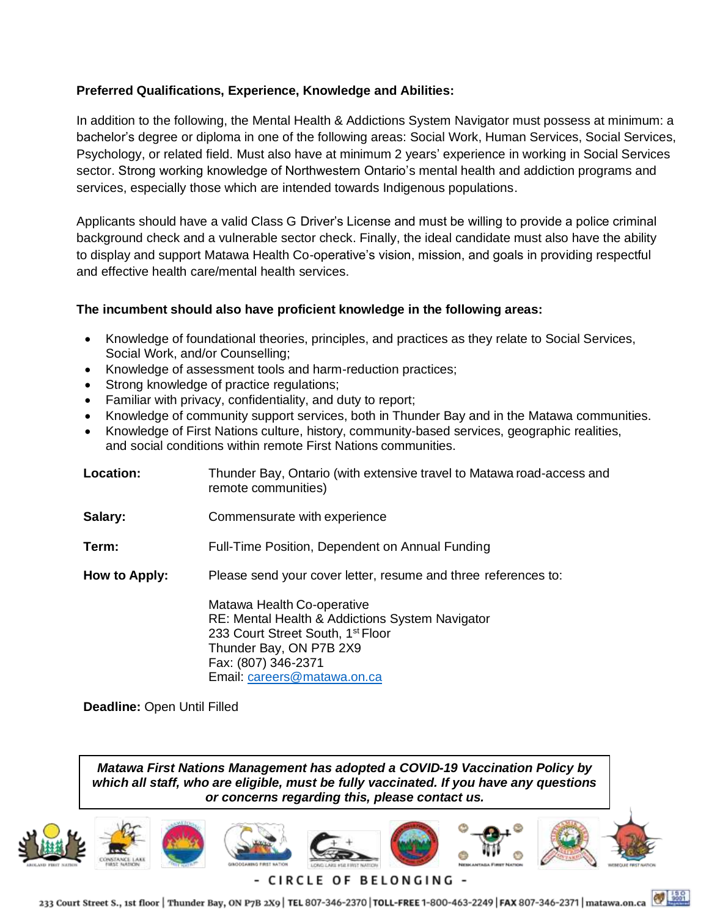**Preferred Qualifications, Experience, Knowledge and Abilities:**

In addition to the following, the Mental Health & Addictions System Navigator must possess at minimum: a bachelor's degree or diploma in one of the following areas: Social Work, Human Services, Social Services, Psychology, or related field. Must also have at minimum 2 years' experience in working in Social Services sector. Strong working knowledge of Northwestern Ontario's mental health and addiction programs and services, especially those which are intended towards Indigenous populations.

Applicants should have a valid Class G Driver's License and must be willing to provide a police criminal background check and a vulnerable sector check. Finally, the ideal candidate must also have the ability to display and support Matawa Health Co-operative's vision, mission, and goals in providing respectful and effective health care/mental health services.

**The incumbent should also have proficient knowledge in the following areas:**

- Knowledge of foundational theories, principles, and practices as they relate to Social Services, Social Work, and/or Counselling;
- Knowledge of assessment tools and harm-reduction practices;
- Strong knowledge of practice regulations;
- Familiar with privacy, confidentiality, and duty to report;
- Knowledge of community support services, both in Thunder Bay and in the Matawa communities.
- Knowledge of First Nations culture, history, community-based services, geographic realities, and social conditions within remote First Nations communities.

**Location:** Thunder Bay, Ontario (with extensive travel to Matawa road-access and remote communities)

**Salary:** Commensurate with experience

**Term:** Full-Time Position, Dependent on Annual Funding

**How to Apply:** Please send your cover letter, resume and three references to:

Matawa Health Co-operative
RE: Mental Health & Addictions System Navigator
233 Court Street South, 1st Floor
Thunder Bay, ON P7B 2X9
Fax: (807) 346-2371
Email: careers@matawa.on.ca

**Deadline:** Open Until Filled

***Matawa First Nations Management has adopted a COVID-19 Vaccination Policy by which all staff, who are eligible, must be fully vaccinated. If you have any questions or concerns regarding this, please contact us.***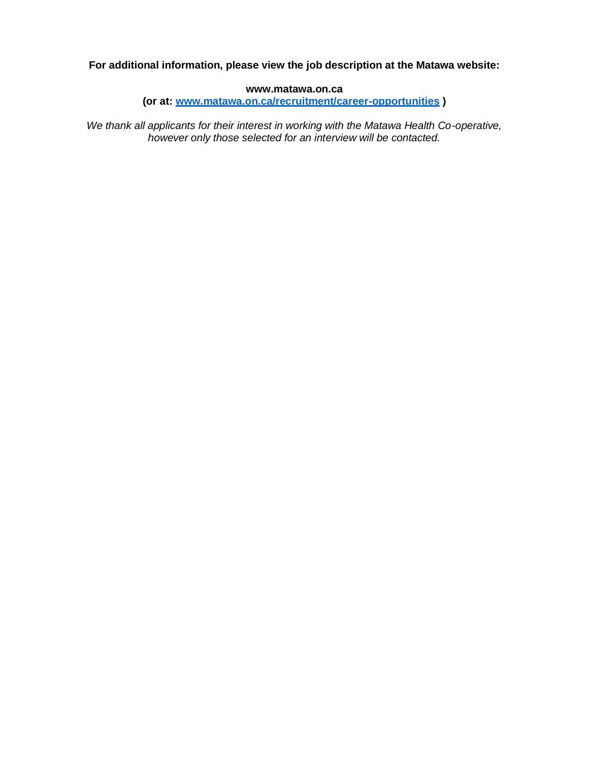**For additional information, please view the job description at the Matawa website:**

**www.matawa.on.ca**
**(or at: [www.matawa.on.ca/recruitment/career-opportunities](www.matawa.on.ca/recruitment/career-opportunities) )**

*We thank all applicants for their interest in working with the Matawa Health Co-operative, however only those selected for an interview will be contacted.*